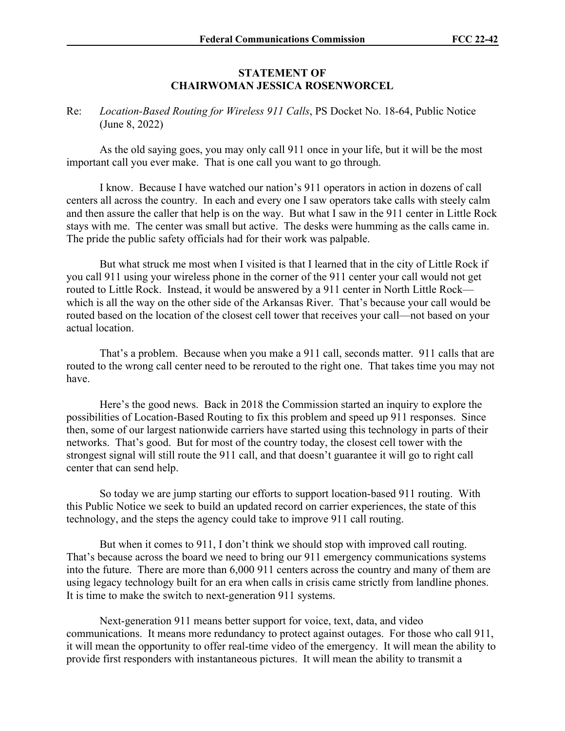**STATEMENT OF**
**CHAIRWOMAN JESSICA ROSENWORCEL**

Re: *Location-Based Routing for Wireless 911 Calls*, PS Docket No. 18-64, Public Notice (June 8, 2022)

As the old saying goes, you may only call 911 once in your life, but it will be the most important call you ever make. That is one call you want to go through.

I know. Because I have watched our nation's 911 operators in action in dozens of call centers all across the country. In each and every one I saw operators take calls with steely calm and then assure the caller that help is on the way. But what I saw in the 911 center in Little Rock stays with me. The center was small but active. The desks were humming as the calls came in. The pride the public safety officials had for their work was palpable.

But what struck me most when I visited is that I learned that in the city of Little Rock if you call 911 using your wireless phone in the corner of the 911 center your call would not get routed to Little Rock. Instead, it would be answered by a 911 center in North Little Rock—which is all the way on the other side of the Arkansas River. That's because your call would be routed based on the location of the closest cell tower that receives your call—not based on your actual location.

That's a problem. Because when you make a 911 call, seconds matter. 911 calls that are routed to the wrong call center need to be rerouted to the right one. That takes time you may not have.

Here's the good news. Back in 2018 the Commission started an inquiry to explore the possibilities of Location-Based Routing to fix this problem and speed up 911 responses. Since then, some of our largest nationwide carriers have started using this technology in parts of their networks. That's good. But for most of the country today, the closest cell tower with the strongest signal will still route the 911 call, and that doesn't guarantee it will go to right call center that can send help.

So today we are jump starting our efforts to support location-based 911 routing. With this Public Notice we seek to build an updated record on carrier experiences, the state of this technology, and the steps the agency could take to improve 911 call routing.

But when it comes to 911, I don't think we should stop with improved call routing. That's because across the board we need to bring our 911 emergency communications systems into the future. There are more than 6,000 911 centers across the country and many of them are using legacy technology built for an era when calls in crisis came strictly from landline phones. It is time to make the switch to next-generation 911 systems.

Next-generation 911 means better support for voice, text, data, and video communications. It means more redundancy to protect against outages. For those who call 911, it will mean the opportunity to offer real-time video of the emergency. It will mean the ability to provide first responders with instantaneous pictures. It will mean the ability to transmit a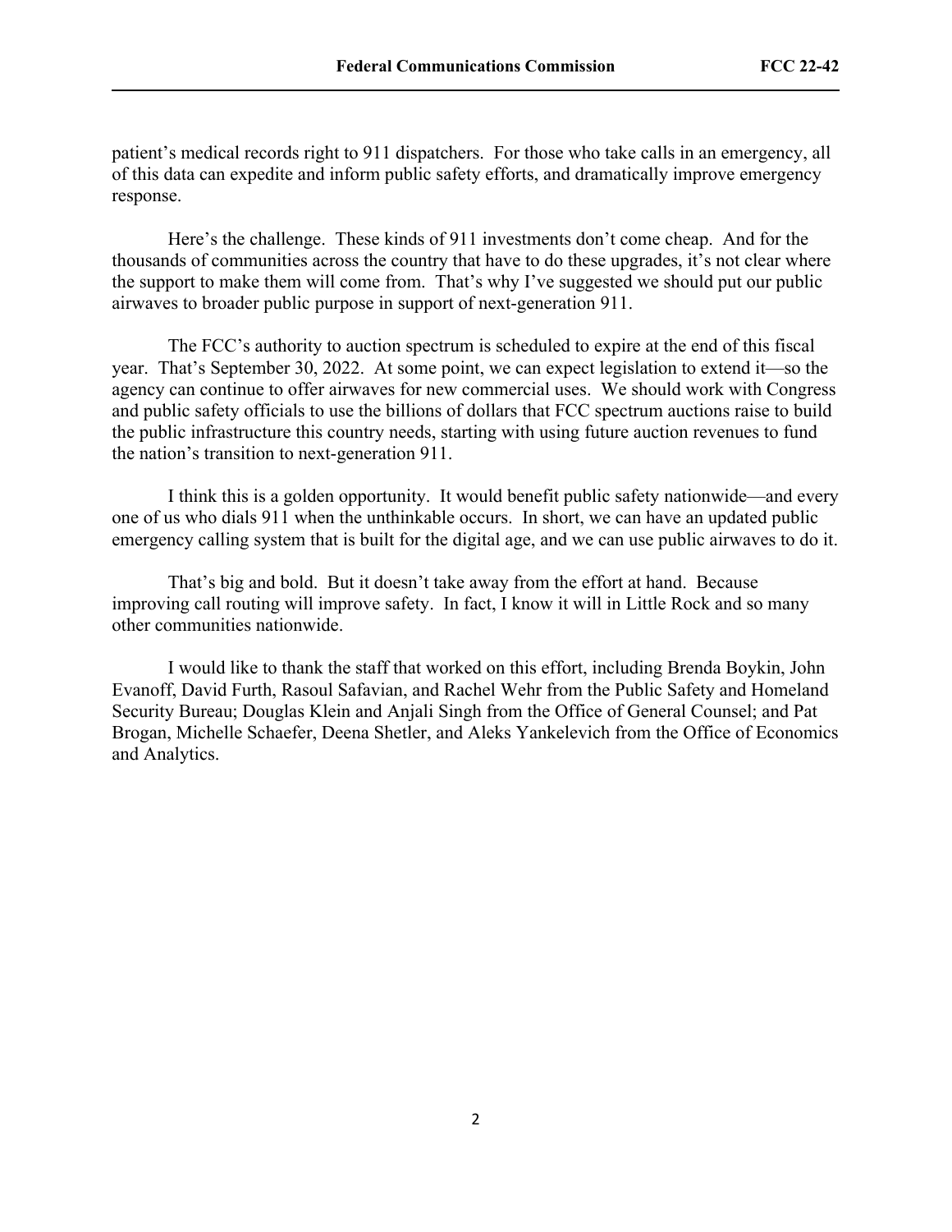patient's medical records right to 911 dispatchers. For those who take calls in an emergency, all of this data can expedite and inform public safety efforts, and dramatically improve emergency response.

Here's the challenge. These kinds of 911 investments don't come cheap. And for the thousands of communities across the country that have to do these upgrades, it's not clear where the support to make them will come from. That's why I've suggested we should put our public airwaves to broader public purpose in support of next-generation 911.

The FCC's authority to auction spectrum is scheduled to expire at the end of this fiscal year. That's September 30, 2022. At some point, we can expect legislation to extend it—so the agency can continue to offer airwaves for new commercial uses. We should work with Congress and public safety officials to use the billions of dollars that FCC spectrum auctions raise to build the public infrastructure this country needs, starting with using future auction revenues to fund the nation's transition to next-generation 911.

I think this is a golden opportunity. It would benefit public safety nationwide—and every one of us who dials 911 when the unthinkable occurs. In short, we can have an updated public emergency calling system that is built for the digital age, and we can use public airwaves to do it.

That's big and bold. But it doesn't take away from the effort at hand. Because improving call routing will improve safety. In fact, I know it will in Little Rock and so many other communities nationwide.

I would like to thank the staff that worked on this effort, including Brenda Boykin, John Evanoff, David Furth, Rasoul Safavian, and Rachel Wehr from the Public Safety and Homeland Security Bureau; Douglas Klein and Anjali Singh from the Office of General Counsel; and Pat Brogan, Michelle Schaefer, Deena Shetler, and Aleks Yankelevich from the Office of Economics and Analytics.